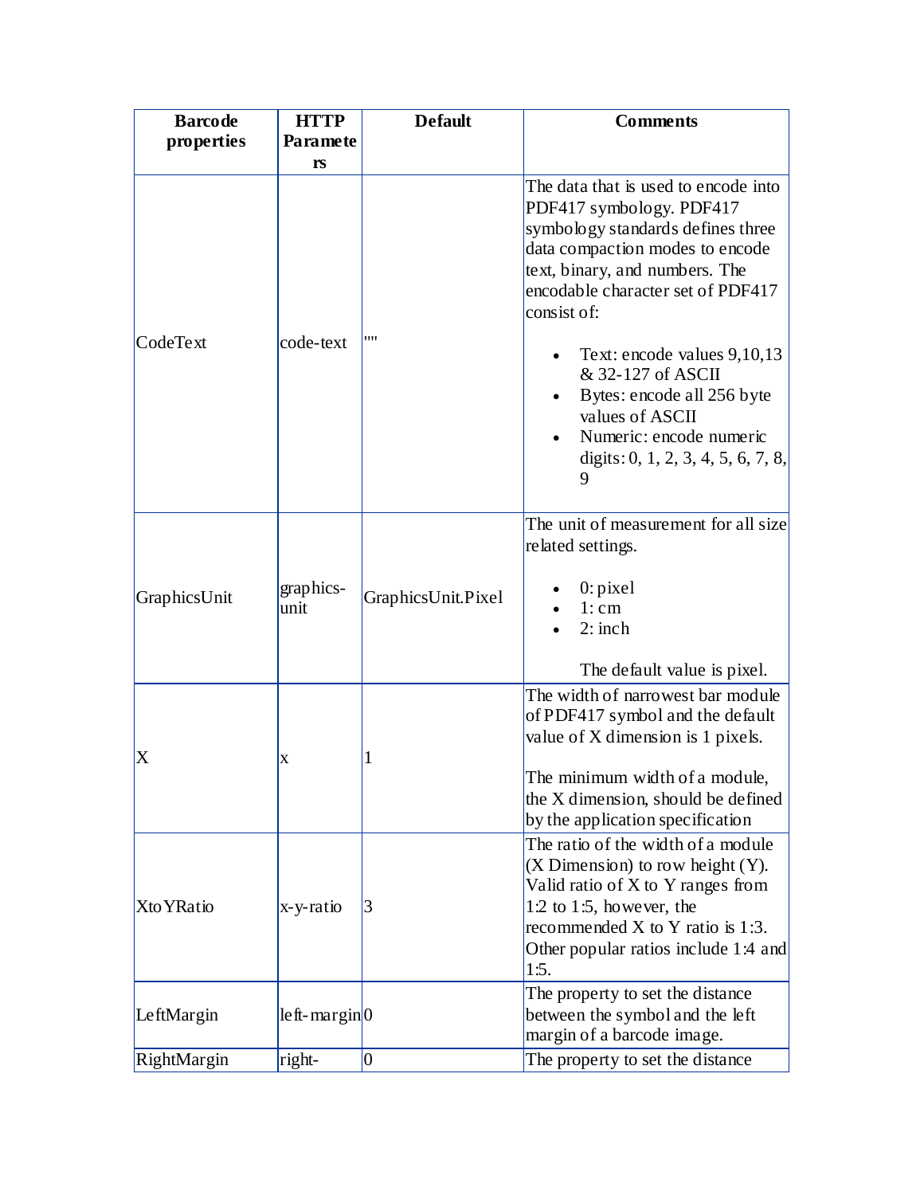| Barcode properties | HTTP Parameters | Default | Comments |
|---|---|---|---|
| CodeText | code-text | "" | The data that is used to encode into PDF417 symbology. PDF417 symbology standards defines three data compaction modes to encode text, binary, and numbers. The encodable character set of PDF417 consist of: <br>• Text: encode values 9,10,13 & 32-127 of ASCII <br>• Bytes: encode all 256 byte values of ASCII <br>• Numeric: encode numeric digits: 0, 1, 2, 3, 4, 5, 6, 7, 8, 9 |
| GraphicsUnit | graphics-unit | GraphicsUnit.Pixel | The unit of measurement for all size related settings. <br>• 0: pixel <br>• 1: cm <br>• 2: inch <br>The default value is pixel. |
| X | x | 1 | The width of narrowest bar module of PDF417 symbol and the default value of X dimension is 1 pixels. <br>The minimum width of a module, the X dimension, should be defined by the application specification |
| XtoYRatio | x-y-ratio | 3 | The ratio of the width of a module (X Dimension) to row height (Y). Valid ratio of X to Y ranges from 1:2 to 1:5, however, the recommended X to Y ratio is 1:3. Other popular ratios include 1:4 and 1:5. |
| LeftMargin | left-margin | 0 | The property to set the distance between the symbol and the left margin of a barcode image. |
| RightMargin | right- | 0 | The property to set the distance |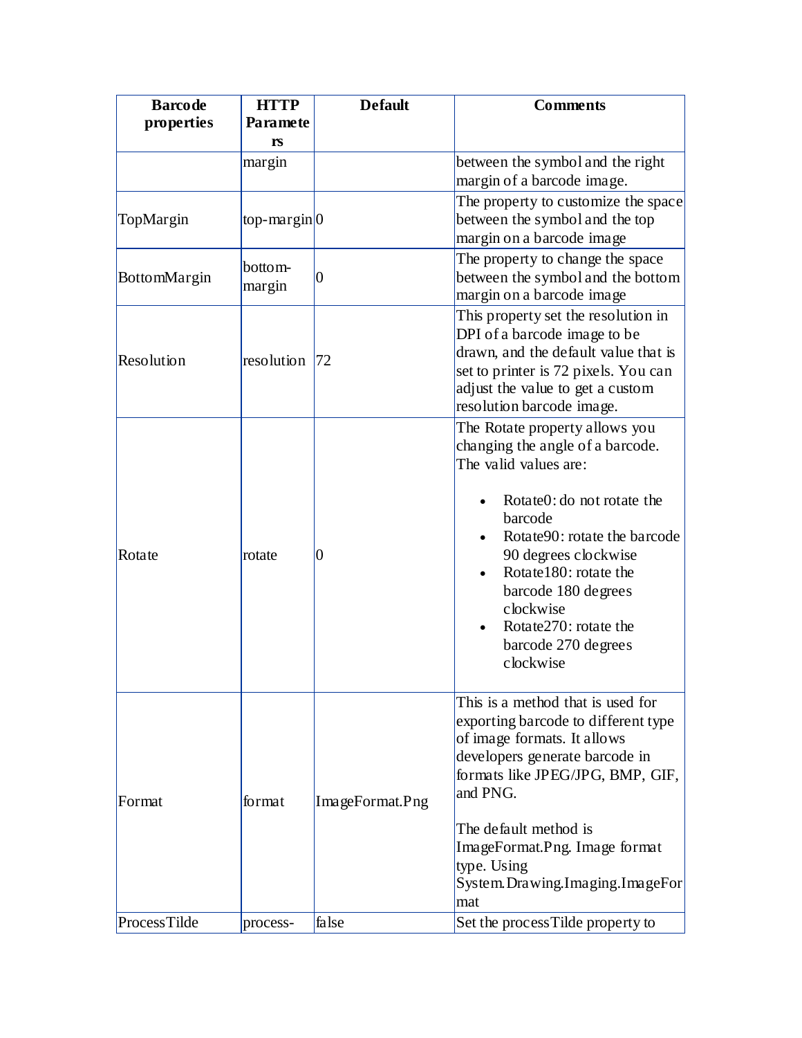| Barcode properties | HTTP Parameters | Default | Comments |
| --- | --- | --- | --- |
| | margin | | between the symbol and the right margin of a barcode image. |
| TopMargin | top-margin | 0 | The property to customize the space between the symbol and the top margin on a barcode image |
| BottomMargin | bottom-margin | 0 | The property to change the space between the symbol and the bottom margin on a barcode image |
| Resolution | resolution | 72 | This property set the resolution in DPI of a barcode image to be drawn, and the default value that is set to printer is 72 pixels. You can adjust the value to get a custom resolution barcode image. |
| Rotate | rotate | 0 | The Rotate property allows you changing the angle of a barcode. The valid values are: <br>• Rotate0: do not rotate the barcode <br>• Rotate90: rotate the barcode 90 degrees clockwise <br>• Rotate180: rotate the barcode 180 degrees clockwise <br>• Rotate270: rotate the barcode 270 degrees clockwise |
| Format | format | ImageFormat.Png | This is a method that is used for exporting barcode to different type of image formats. It allows developers generate barcode in formats like JPEG/JPG, BMP, GIF, and PNG.<br><br>The default method is ImageFormat.Png. Image format type. Using System.Drawing.Imaging.ImageFormat |
| ProcessTilde | process- | false | Set the processTilde property to |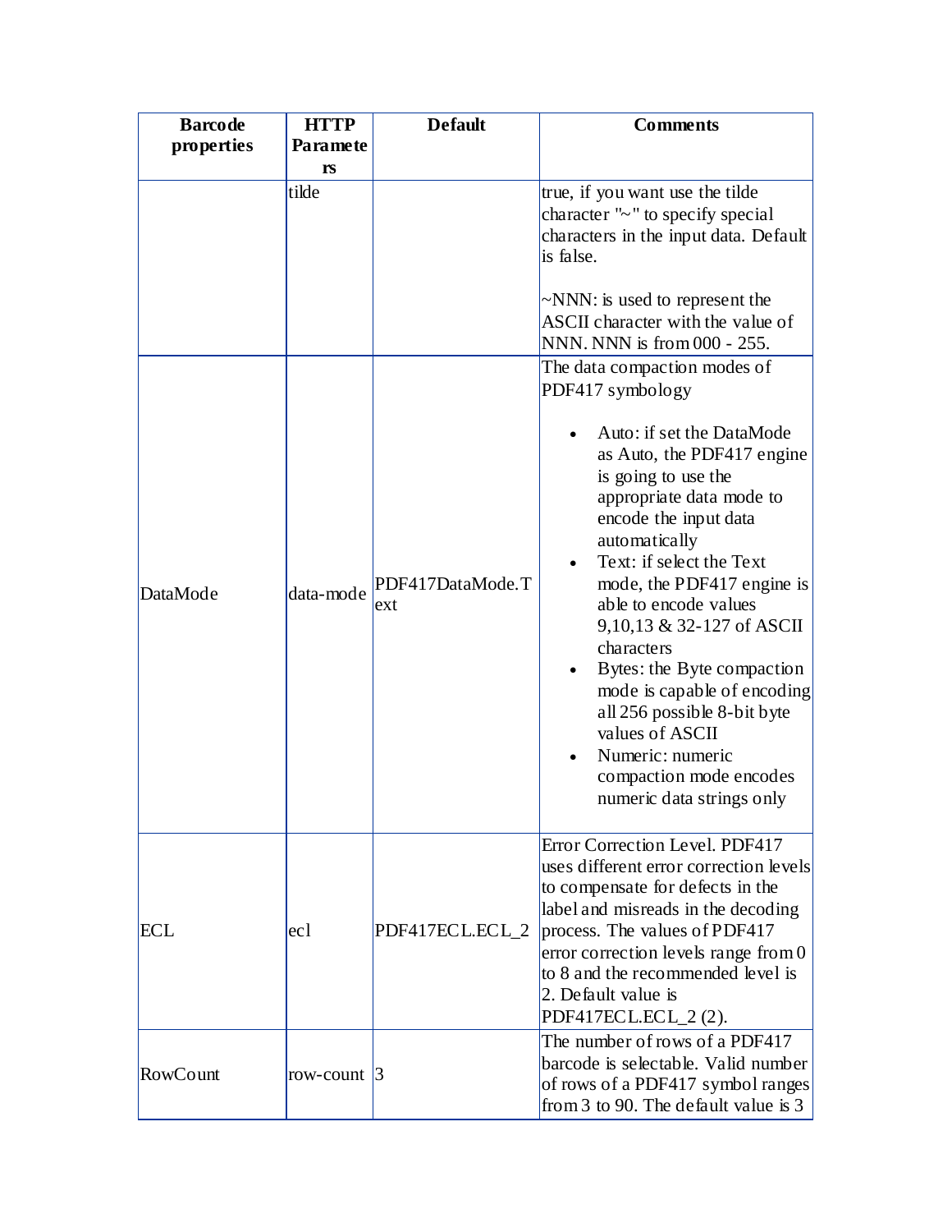| Barcode properties | HTTP Parameters | Default | Comments |
| --- | --- | --- | --- |
| | tilde | | true, if you want use the tilde character "~" to specify special characters in the input data. Default is false.<br><br>~NNN: is used to represent the ASCII character with the value of NNN. NNN is from 000 - 255. |
| DataMode | data-mode | PDF417DataMode.Text | The data compaction modes of PDF417 symbology<br><br>• Auto: if set the DataMode as Auto, the PDF417 engine is going to use the appropriate data mode to encode the input data automatically<br>• Text: if select the Text mode, the PDF417 engine is able to encode values 9,10,13 & 32-127 of ASCII characters<br>• Bytes: the Byte compaction mode is capable of encoding all 256 possible 8-bit byte values of ASCII<br>• Numeric: numeric compaction mode encodes numeric data strings only |
| ECL | ecl | PDF417ECL.ECL_2 | Error Correction Level. PDF417 uses different error correction levels to compensate for defects in the label and misreads in the decoding process. The values of PDF417 error correction levels range from 0 to 8 and the recommended level is 2. Default value is PDF417ECL.ECL_2 (2). |
| RowCount | row-count | 3 | The number of rows of a PDF417 barcode is selectable. Valid number of rows of a PDF417 symbol ranges from 3 to 90. The default value is 3 |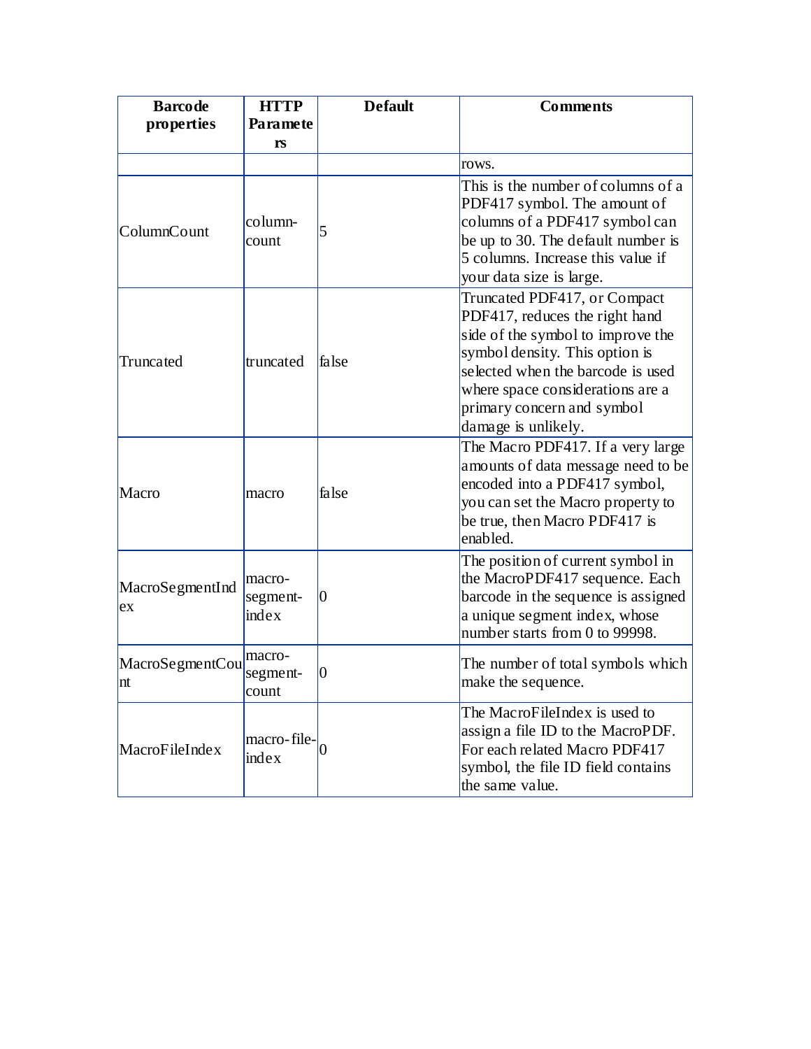| Barcode properties | HTTP Parameters | Default | Comments |
|---|---|---|---|
| | | | rows. |
| ColumnCount | column-count | 5 | This is the number of columns of a PDF417 symbol. The amount of columns of a PDF417 symbol can be up to 30. The default number is 5 columns. Increase this value if your data size is large. |
| Truncated | truncated | false | Truncated PDF417, or Compact PDF417, reduces the right hand side of the symbol to improve the symbol density. This option is selected when the barcode is used where space considerations are a primary concern and symbol damage is unlikely. |
| Macro | macro | false | The Macro PDF417. If a very large amounts of data message need to be encoded into a PDF417 symbol, you can set the Macro property to be true, then Macro PDF417 is enabled. |
| MacroSegmentIndex | macro-segment-index | 0 | The position of current symbol in the MacroPDF417 sequence. Each barcode in the sequence is assigned a unique segment index, whose number starts from 0 to 99998. |
| MacroSegmentCount | macro-segment-count | 0 | The number of total symbols which make the sequence. |
| MacroFileIndex | macro-file-index | 0 | The MacroFileIndex is used to assign a file ID to the MacroPDF. For each related Macro PDF417 symbol, the file ID field contains the same value. |